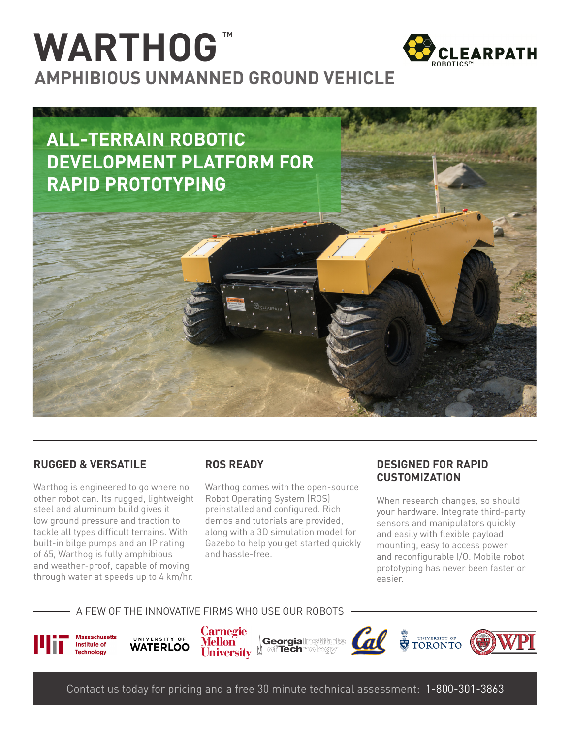# WARTHOG™

## AMPHIBIOUS UNMANNED GROUND VEHICLE

CLEARPATH ROBOTICS™

## ALL-TERRAIN ROBOTIC DEVELOPMENT PLATFORM FOR RAPID PROTOTYPING

### RUGGED & VERSATILE

Warthog is engineered to go where no other robot can. Its rugged, lightweight steel and aluminum build gives it low ground pressure and traction to tackle all types difficult terrains. With built-in bilge pumps and an IP rating of 65, Warthog is fully amphibious and weather-proof, capable of moving through water at speeds up to 4 km/hr.

### ROS READY

Warthog comes with the open-source Robot Operating System (ROS) preinstalled and configured. Rich demos and tutorials are provided, along with a 3D simulation model for Gazebo to help you get started quickly and hassle-free.

### DESIGNED FOR RAPID CUSTOMIZATION

When research changes, so should your hardware. Integrate third-party sensors and manipulators quickly and easily with flexible payload mounting, easy to access power and reconfigurable I/O. Mobile robot prototyping has never been faster or easier.

A FEW OF THE INNOVATIVE FIRMS WHO USE OUR ROBOTS

Massachusetts Institute of Technology · University of Waterloo · Carnegie Mellon University · Georgia Institute of Technology · Cal · University of Toronto · WPI

Contact us today for pricing and a free 30 minute technical assessment: 1-800-301-3863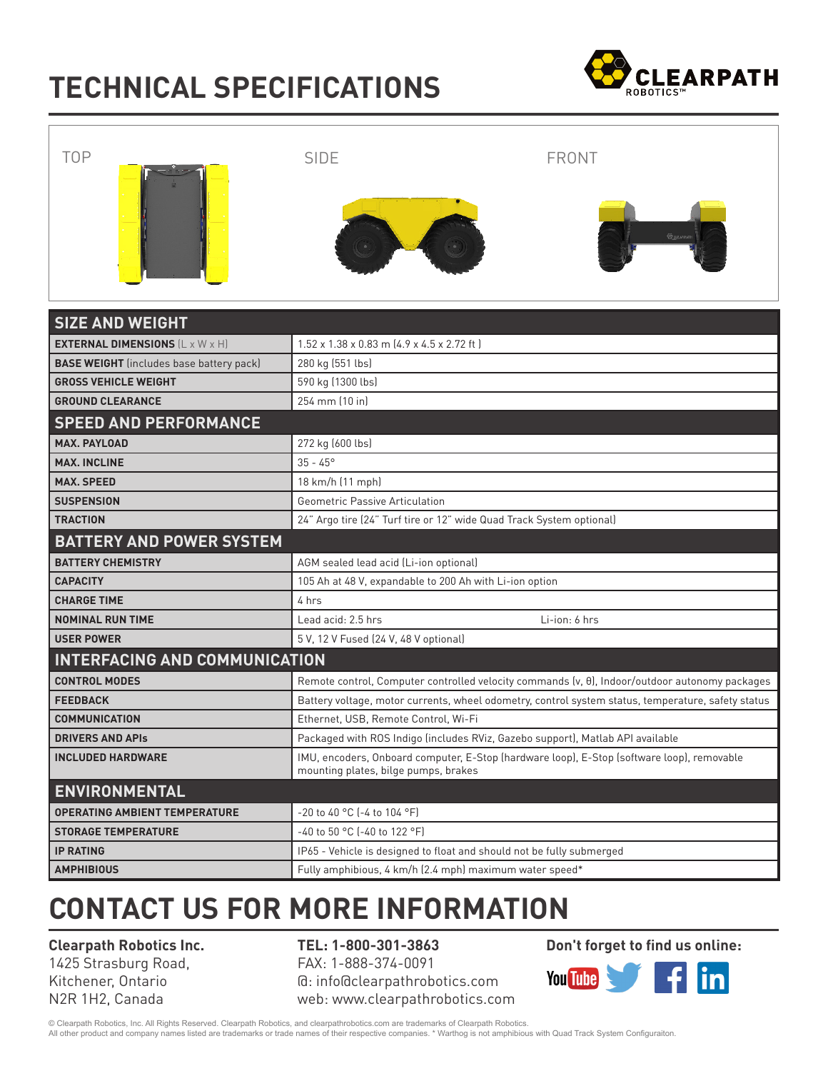# TECHNICAL SPECIFICATIONS

TOP

SIDE

FRONT

| | |
|---|---|
| **SIZE AND WEIGHT** | |
| **EXTERNAL DIMENSIONS** (L x W x H) | 1.52 x 1.38 x 0.83 m (4.9 x 4.5 x 2.72 ft ) |
| **BASE WEIGHT** (includes base battery pack) | 280 kg (551 lbs) |
| **GROSS VEHICLE WEIGHT** | 590 kg (1300 lbs) |
| **GROUND CLEARANCE** | 254 mm (10 in) |
| **SPEED AND PERFORMANCE** | |
| **MAX. PAYLOAD** | 272 kg (600 lbs) |
| **MAX. INCLINE** | 35 - 45° |
| **MAX. SPEED** | 18 km/h (11 mph) |
| **SUSPENSION** | Geometric Passive Articulation |
| **TRACTION** | 24" Argo tire (24" Turf tire or 12" wide Quad Track System optional) |
| **BATTERY AND POWER SYSTEM** | |
| **BATTERY CHEMISTRY** | AGM sealed lead acid (Li-ion optional) |
| **CAPACITY** | 105 Ah at 48 V, expandable to 200 Ah with Li-ion option |
| **CHARGE TIME** | 4 hrs |
| **NOMINAL RUN TIME** | Lead acid: 2.5 hrs Li-ion: 6 hrs |
| **USER POWER** | 5 V, 12 V Fused (24 V, 48 V optional) |
| **INTERFACING AND COMMUNICATION** | |
| **CONTROL MODES** | Remote control, Computer controlled velocity commands (v, θ), Indoor/outdoor autonomy packages |
| **FEEDBACK** | Battery voltage, motor currents, wheel odometry, control system status, temperature, safety status |
| **COMMUNICATION** | Ethernet, USB, Remote Control, Wi-Fi |
| **DRIVERS AND APIs** | Packaged with ROS Indigo (includes RViz, Gazebo support), Matlab API available |
| **INCLUDED HARDWARE** | IMU, encoders, Onboard computer, E-Stop (hardware loop), E-Stop (software loop), removable mounting plates, bilge pumps, brakes |
| **ENVIRONMENTAL** | |
| **OPERATING AMBIENT TEMPERATURE** | -20 to 40 °C (-4 to 104 °F) |
| **STORAGE TEMPERATURE** | -40 to 50 °C (-40 to 122 °F) |
| **IP RATING** | IP65 - Vehicle is designed to float and should not be fully submerged |
| **AMPHIBIOUS** | Fully amphibious, 4 km/h (2.4 mph) maximum water speed* |

# CONTACT US FOR MORE INFORMATION

**Clearpath Robotics Inc.**
1425 Strasburg Road,
Kitchener, Ontario
N2R 1H2, Canada

**TEL: 1-800-301-3863**
FAX: 1-888-374-0091
@: info@clearpathrobotics.com
web: www.clearpathrobotics.com

**Don't forget to find us online:**

© Clearpath Robotics, Inc. All Rights Reserved. Clearpath Robotics, and clearpathrobotics.com are trademarks of Clearpath Robotics.
All other product and company names listed are trademarks or trade names of their respective companies. * Warthog is not amphibious with Quad Track System Configuraiton.